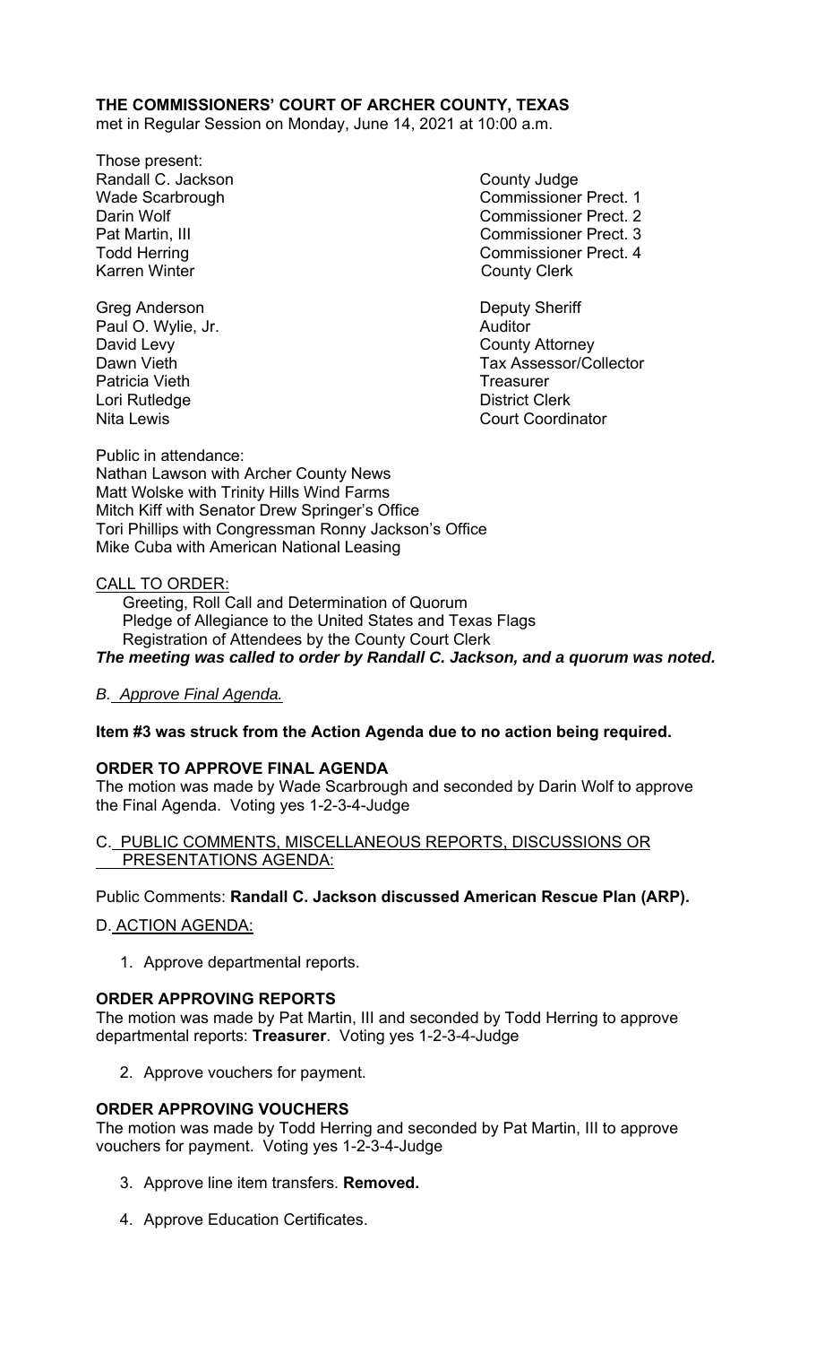**THE COMMISSIONERS' COURT OF ARCHER COUNTY, TEXAS**
met in Regular Session on Monday, June 14, 2021 at 10:00 a.m.

Those present:

| | |
|---|---|
| Randall C. Jackson | County Judge |
| Wade Scarbrough | Commissioner Prect. 1 |
| Darin Wolf | Commissioner Prect. 2 |
| Pat Martin, III | Commissioner Prect. 3 |
| Todd Herring | Commissioner Prect. 4 |
| Karren Winter | County Clerk |
| | |
| Greg Anderson | Deputy Sheriff |
| Paul O. Wylie, Jr. | Auditor |
| David Levy | County Attorney |
| Dawn Vieth | Tax Assessor/Collector |
| Patricia Vieth | Treasurer |
| Lori Rutledge | District Clerk |
| Nita Lewis | Court Coordinator |

Public in attendance:
Nathan Lawson with Archer County News
Matt Wolske with Trinity Hills Wind Farms
Mitch Kiff with Senator Drew Springer's Office
Tori Phillips with Congressman Ronny Jackson's Office
Mike Cuba with American National Leasing

CALL TO ORDER:
Greeting, Roll Call and Determination of Quorum
Pledge of Allegiance to the United States and Texas Flags
Registration of Attendees by the County Court Clerk

***The meeting was called to order by Randall C. Jackson, and a quorum was noted.***

*B. Approve Final Agenda.*

**Item #3 was struck from the Action Agenda due to no action being required.**

**ORDER TO APPROVE FINAL AGENDA**
The motion was made by Wade Scarbrough and seconded by Darin Wolf to approve the Final Agenda. Voting yes 1-2-3-4-Judge

C. PUBLIC COMMENTS, MISCELLANEOUS REPORTS, DISCUSSIONS OR PRESENTATIONS AGENDA:

Public Comments: **Randall C. Jackson discussed American Rescue Plan (ARP).**

D. ACTION AGENDA:

1. Approve departmental reports.

**ORDER APPROVING REPORTS**
The motion was made by Pat Martin, III and seconded by Todd Herring to approve departmental reports: **Treasurer**. Voting yes 1-2-3-4-Judge

2. Approve vouchers for payment.

**ORDER APPROVING VOUCHERS**
The motion was made by Todd Herring and seconded by Pat Martin, III to approve vouchers for payment. Voting yes 1-2-3-4-Judge

3. Approve line item transfers. **Removed.**

4. Approve Education Certificates.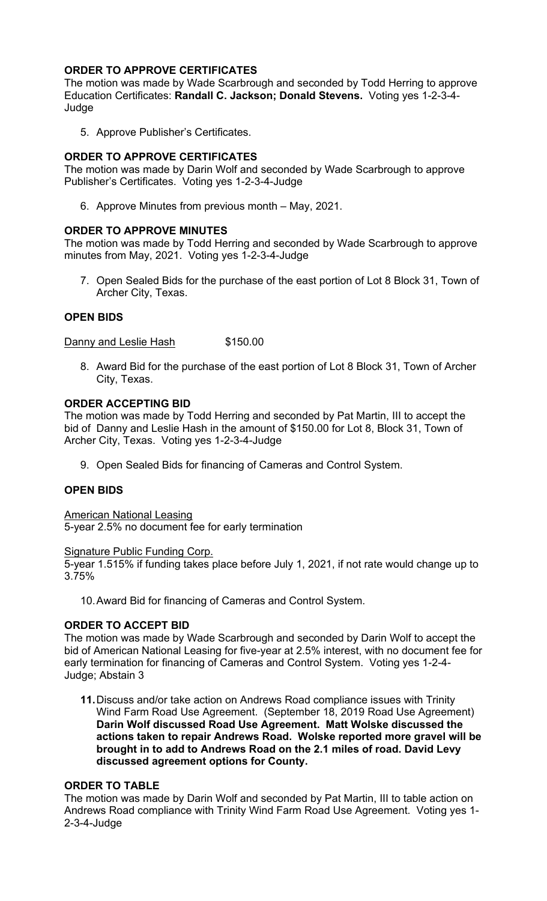**ORDER TO APPROVE CERTIFICATES**

The motion was made by Wade Scarbrough and seconded by Todd Herring to approve Education Certificates: **Randall C. Jackson; Donald Stevens.** Voting yes 1-2-3-4-Judge

5. Approve Publisher's Certificates.

**ORDER TO APPROVE CERTIFICATES**

The motion was made by Darin Wolf and seconded by Wade Scarbrough to approve Publisher's Certificates. Voting yes 1-2-3-4-Judge

6. Approve Minutes from previous month – May, 2021.

**ORDER TO APPROVE MINUTES**

The motion was made by Todd Herring and seconded by Wade Scarbrough to approve minutes from May, 2021. Voting yes 1-2-3-4-Judge

7. Open Sealed Bids for the purchase of the east portion of Lot 8 Block 31, Town of Archer City, Texas.

**OPEN BIDS**

Danny and Leslie Hash $150.00

8. Award Bid for the purchase of the east portion of Lot 8 Block 31, Town of Archer City, Texas.

**ORDER ACCEPTING BID**

The motion was made by Todd Herring and seconded by Pat Martin, III to accept the bid of Danny and Leslie Hash in the amount of $150.00 for Lot 8, Block 31, Town of Archer City, Texas. Voting yes 1-2-3-4-Judge

9. Open Sealed Bids for financing of Cameras and Control System.

**OPEN BIDS**

American National Leasing
5-year 2.5% no document fee for early termination

Signature Public Funding Corp.
5-year 1.515% if funding takes place before July 1, 2021, if not rate would change up to 3.75%

10. Award Bid for financing of Cameras and Control System.

**ORDER TO ACCEPT BID**

The motion was made by Wade Scarbrough and seconded by Darin Wolf to accept the bid of American National Leasing for five-year at 2.5% interest, with no document fee for early termination for financing of Cameras and Control System. Voting yes 1-2-4-Judge; Abstain 3

**11.** Discuss and/or take action on Andrews Road compliance issues with Trinity Wind Farm Road Use Agreement. (September 18, 2019 Road Use Agreement) **Darin Wolf discussed Road Use Agreement. Matt Wolske discussed the actions taken to repair Andrews Road. Wolske reported more gravel will be brought in to add to Andrews Road on the 2.1 miles of road. David Levy discussed agreement options for County.**

**ORDER TO TABLE**

The motion was made by Darin Wolf and seconded by Pat Martin, III to table action on Andrews Road compliance with Trinity Wind Farm Road Use Agreement. Voting yes 1-2-3-4-Judge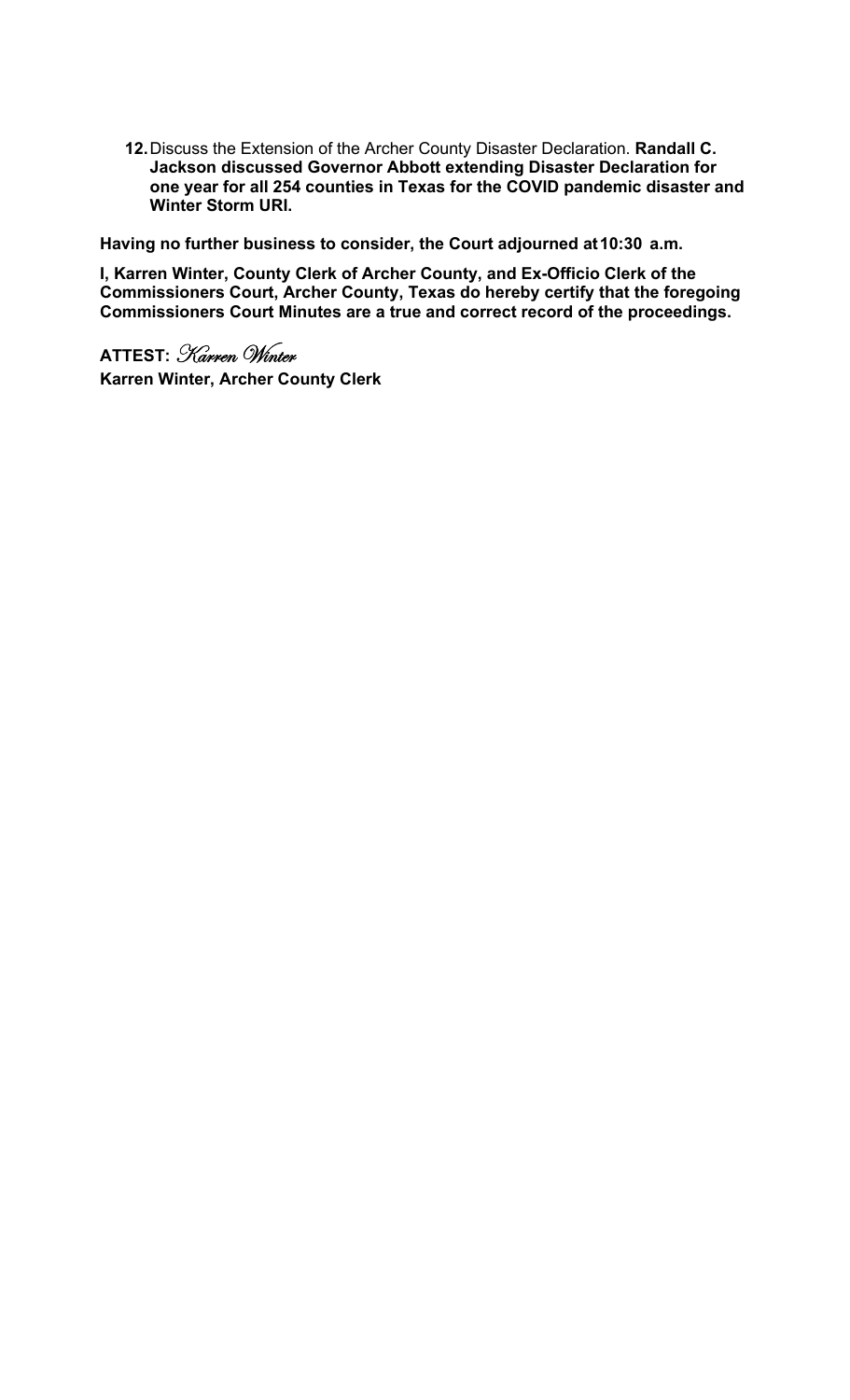12. Discuss the Extension of the Archer County Disaster Declaration. **Randall C. Jackson discussed Governor Abbott extending Disaster Declaration for one year for all 254 counties in Texas for the COVID pandemic disaster and Winter Storm URI.**

**Having no further business to consider, the Court adjourned at 10:30 a.m.**

**I, Karren Winter, County Clerk of Archer County, and Ex-Officio Clerk of the Commissioners Court, Archer County, Texas do hereby certify that the foregoing Commissioners Court Minutes are a true and correct record of the proceedings.**

**ATTEST:** *Karren Winter*
**Karren Winter, Archer County Clerk**